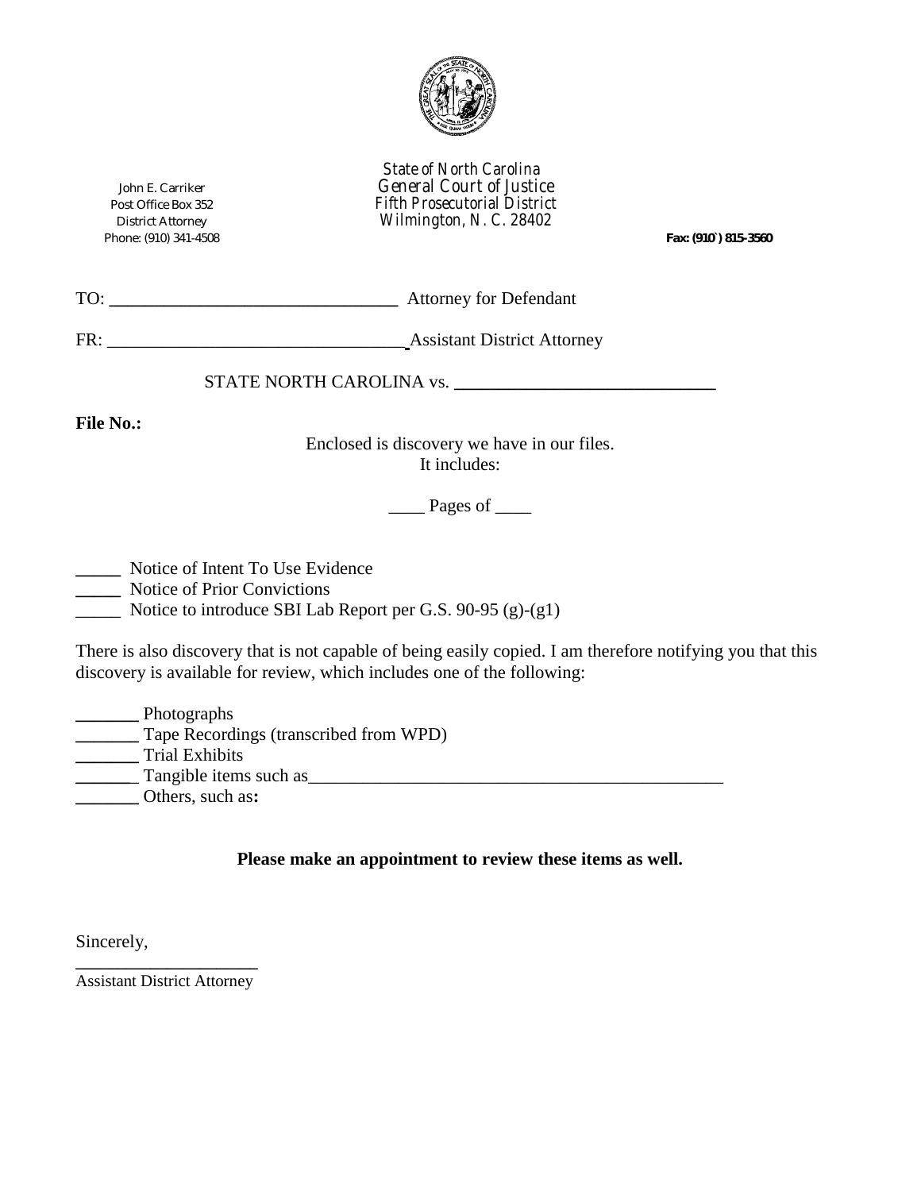State of North Carolina
General Court of Justice
Fifth Prosecutorial District
Wilmington, N. C. 28402

John E. Carriker
Post Office Box 352
District Attorney
Phone: (910) 341-4508

**Fax: (910`) 815-3560**

TO: \_\_\_\_\_\_\_\_\_\_\_\_\_\_\_\_\_\_\_\_\_\_\_\_\_\_\_\_\_\_\_\_ Attorney for Defendant

FR: \_\_\_\_\_\_\_\_\_\_\_\_\_\_\_\_\_\_\_\_\_\_\_\_\_\_\_\_\_\_\_\_\_ Assistant District Attorney

STATE NORTH CAROLINA vs. \_\_\_\_\_\_\_\_\_\_\_\_\_\_\_\_\_\_\_\_\_\_\_\_\_\_\_\_\_\_

**File No.:**

Enclosed is discovery we have in our files.
It includes:

\_\_\_\_ Pages of \_\_\_\_

\_\_\_\_\_ Notice of Intent To Use Evidence
\_\_\_\_\_ Notice of Prior Convictions
\_\_\_\_\_ Notice to introduce SBI Lab Report per G.S. 90-95 (g)-(g1)

There is also discovery that is not capable of being easily copied. I am therefore notifying you that this discovery is available for review, which includes one of the following:

\_\_\_\_\_\_\_ Photographs
\_\_\_\_\_\_\_ Tape Recordings (transcribed from WPD)
\_\_\_\_\_\_\_ Trial Exhibits
\_\_\_\_\_\_\_ Tangible items such as\_\_\_\_\_\_\_\_\_\_\_\_\_\_\_\_\_\_\_\_\_\_\_\_\_\_\_\_\_\_\_\_\_\_\_\_\_\_\_\_\_\_\_\_\_\_\_
\_\_\_\_\_\_\_ Others, such as**:**

**Please make an appointment to review these items as well.**

Sincerely,

\_\_\_\_\_\_\_\_\_\_\_\_\_\_\_\_\_\_\_\_
Assistant District Attorney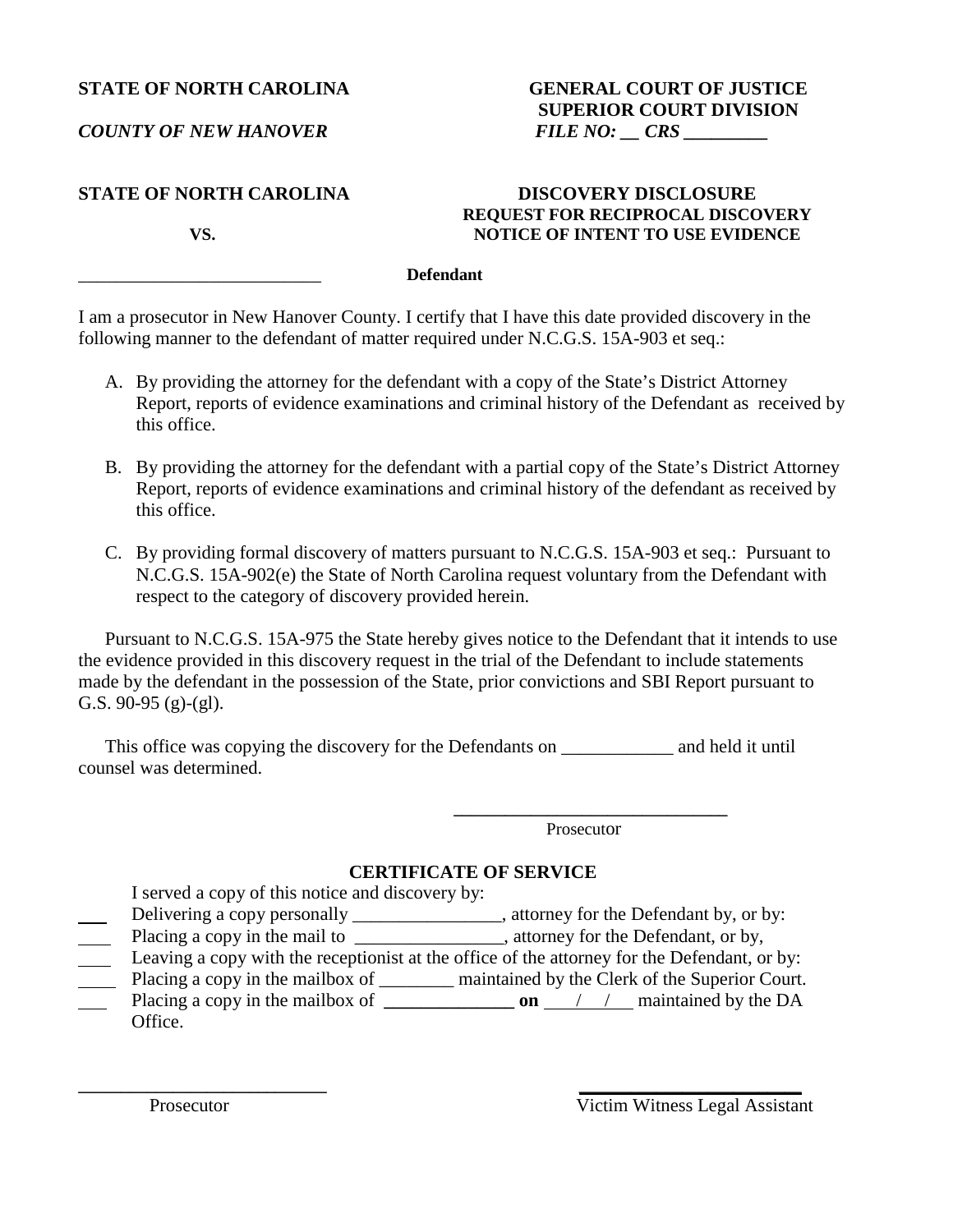**STATE OF NORTH CAROLINA**

***COUNTY OF NEW HANOVER***

**GENERAL COURT OF JUSTICE**
**SUPERIOR COURT DIVISION**
***FILE NO: __ CRS _________***

**STATE OF NORTH CAROLINA**

**VS.**

___________________________ **Defendant**

**DISCOVERY DISCLOSURE**
**REQUEST FOR RECIPROCAL DISCOVERY**
**NOTICE OF INTENT TO USE EVIDENCE**

I am a prosecutor in New Hanover County. I certify that I have this date provided discovery in the following manner to the defendant of matter required under N.C.G.S. 15A-903 et seq.:

A. By providing the attorney for the defendant with a copy of the State's District Attorney Report, reports of evidence examinations and criminal history of the Defendant as received by this office.

B. By providing the attorney for the defendant with a partial copy of the State's District Attorney Report, reports of evidence examinations and criminal history of the defendant as received by this office.

C. By providing formal discovery of matters pursuant to N.C.G.S. 15A-903 et seq.: Pursuant to N.C.G.S. 15A-902(e) the State of North Carolina request voluntary from the Defendant with respect to the category of discovery provided herein.

Pursuant to N.C.G.S. 15A-975 the State hereby gives notice to the Defendant that it intends to use the evidence provided in this discovery request in the trial of the Defendant to include statements made by the defendant in the possession of the State, prior convictions and SBI Report pursuant to G.S. 90-95 (g)-(gl).

This office was copying the discovery for the Defendants on ____________ and held it until counsel was determined.

______________________________
Prosecutor

## CERTIFICATE OF SERVICE

I served a copy of this notice and discovery by:

___ Delivering a copy personally ________________, attorney for the Defendant by, or by:
___ Placing a copy in the mail to ________________, attorney for the Defendant, or by,
___ Leaving a copy with the receptionist at the office of the attorney for the Defendant, or by:
___ Placing a copy in the mailbox of ________ maintained by the Clerk of the Superior Court.
___ Placing a copy in the mailbox of **______________ on** ___/___/___ maintained by the DA Office.

___________________________
Prosecutor

___________________________
Victim Witness Legal Assistant